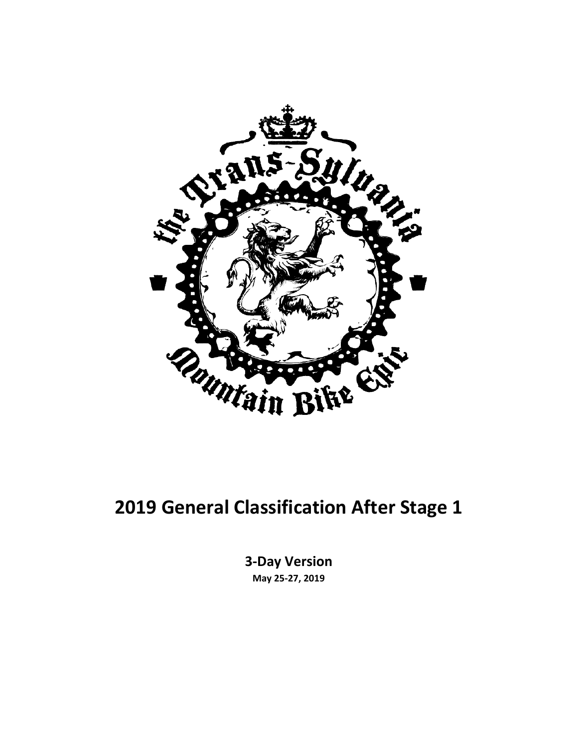# 2019 General Classification After Stage 1

**3-Day Version**

**May 25-27, 2019**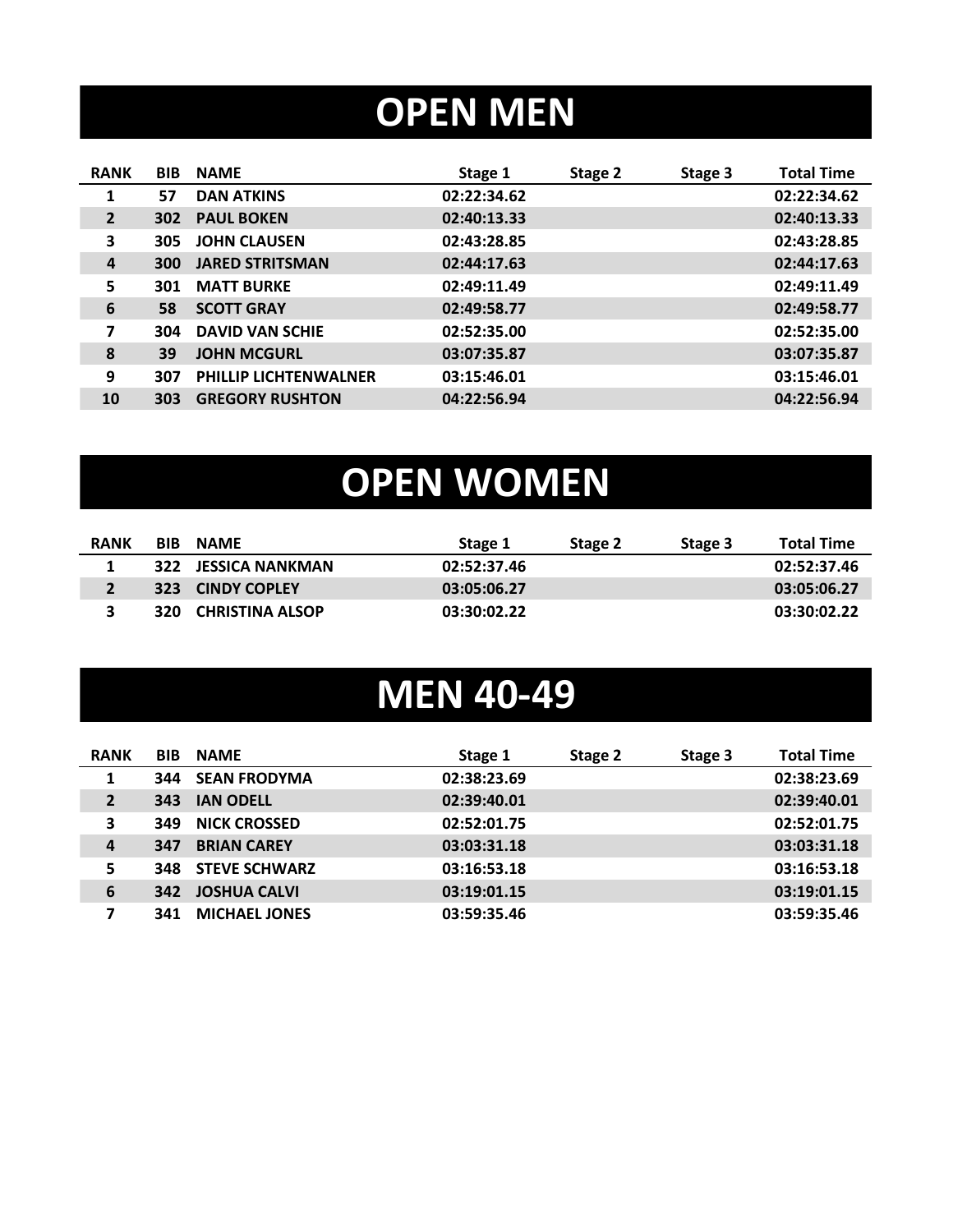# OPEN MEN

| RANK | BIB | NAME | Stage 1 | Stage 2 | Stage 3 | Total Time |
|---|---|---|---|---|---|---|
| 1 | 57 | DAN ATKINS | 02:22:34.62 | | | 02:22:34.62 |
| 2 | 302 | PAUL BOKEN | 02:40:13.33 | | | 02:40:13.33 |
| 3 | 305 | JOHN CLAUSEN | 02:43:28.85 | | | 02:43:28.85 |
| 4 | 300 | JARED STRITSMAN | 02:44:17.63 | | | 02:44:17.63 |
| 5 | 301 | MATT BURKE | 02:49:11.49 | | | 02:49:11.49 |
| 6 | 58 | SCOTT GRAY | 02:49:58.77 | | | 02:49:58.77 |
| 7 | 304 | DAVID VAN SCHIE | 02:52:35.00 | | | 02:52:35.00 |
| 8 | 39 | JOHN MCGURL | 03:07:35.87 | | | 03:07:35.87 |
| 9 | 307 | PHILLIP LICHTENWALNER | 03:15:46.01 | | | 03:15:46.01 |
| 10 | 303 | GREGORY RUSHTON | 04:22:56.94 | | | 04:22:56.94 |

# OPEN WOMEN

| RANK | BIB | NAME | Stage 1 | Stage 2 | Stage 3 | Total Time |
|---|---|---|---|---|---|---|
| 1 | 322 | JESSICA NANKMAN | 02:52:37.46 | | | 02:52:37.46 |
| 2 | 323 | CINDY COPLEY | 03:05:06.27 | | | 03:05:06.27 |
| 3 | 320 | CHRISTINA ALSOP | 03:30:02.22 | | | 03:30:02.22 |

# MEN 40-49

| RANK | BIB | NAME | Stage 1 | Stage 2 | Stage 3 | Total Time |
|---|---|---|---|---|---|---|
| 1 | 344 | SEAN FRODYMA | 02:38:23.69 | | | 02:38:23.69 |
| 2 | 343 | IAN ODELL | 02:39:40.01 | | | 02:39:40.01 |
| 3 | 349 | NICK CROSSED | 02:52:01.75 | | | 02:52:01.75 |
| 4 | 347 | BRIAN CAREY | 03:03:31.18 | | | 03:03:31.18 |
| 5 | 348 | STEVE SCHWARZ | 03:16:53.18 | | | 03:16:53.18 |
| 6 | 342 | JOSHUA CALVI | 03:19:01.15 | | | 03:19:01.15 |
| 7 | 341 | MICHAEL JONES | 03:59:35.46 | | | 03:59:35.46 |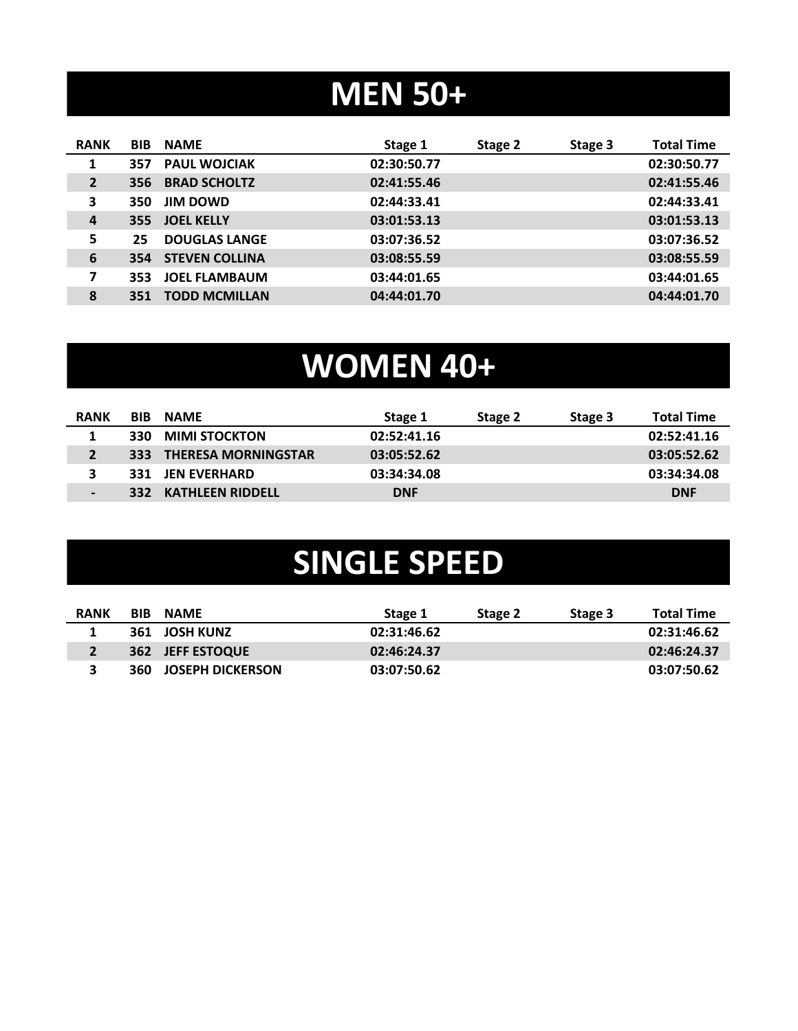# MEN 50+

| RANK | BIB | NAME | Stage 1 | Stage 2 | Stage 3 | Total Time |
|---|---|---|---|---|---|---|
| 1 | 357 | PAUL WOJCIAK | 02:30:50.77 | | | 02:30:50.77 |
| 2 | 356 | BRAD SCHOLTZ | 02:41:55.46 | | | 02:41:55.46 |
| 3 | 350 | JIM DOWD | 02:44:33.41 | | | 02:44:33.41 |
| 4 | 355 | JOEL KELLY | 03:01:53.13 | | | 03:01:53.13 |
| 5 | 25 | DOUGLAS LANGE | 03:07:36.52 | | | 03:07:36.52 |
| 6 | 354 | STEVEN COLLINA | 03:08:55.59 | | | 03:08:55.59 |
| 7 | 353 | JOEL FLAMBAUM | 03:44:01.65 | | | 03:44:01.65 |
| 8 | 351 | TODD MCMILLAN | 04:44:01.70 | | | 04:44:01.70 |

# WOMEN 40+

| RANK | BIB | NAME | Stage 1 | Stage 2 | Stage 3 | Total Time |
|---|---|---|---|---|---|---|
| 1 | 330 | MIMI STOCKTON | 02:52:41.16 | | | 02:52:41.16 |
| 2 | 333 | THERESA MORNINGSTAR | 03:05:52.62 | | | 03:05:52.62 |
| 3 | 331 | JEN EVERHARD | 03:34:34.08 | | | 03:34:34.08 |
| - | 332 | KATHLEEN RIDDELL | DNF | | | DNF |

# SINGLE SPEED

| RANK | BIB | NAME | Stage 1 | Stage 2 | Stage 3 | Total Time |
|---|---|---|---|---|---|---|
| 1 | 361 | JOSH KUNZ | 02:31:46.62 | | | 02:31:46.62 |
| 2 | 362 | JEFF ESTOQUE | 02:46:24.37 | | | 02:46:24.37 |
| 3 | 360 | JOSEPH DICKERSON | 03:07:50.62 | | | 03:07:50.62 |